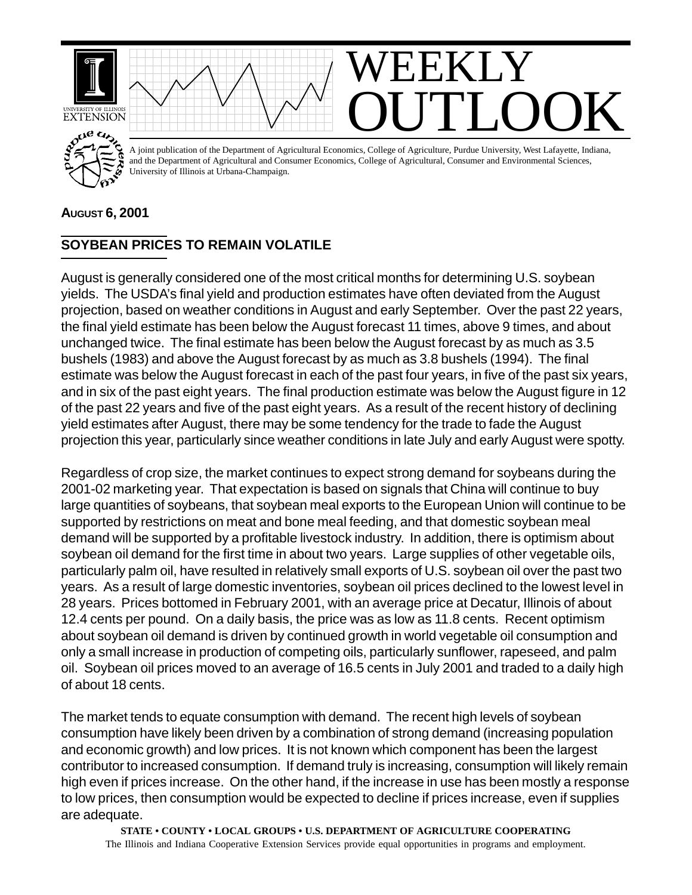# WEEKLY OUTLOOK

A joint publication of the Department of Agricultural Economics, College of Agriculture, Purdue University, West Lafayette, Indiana, and the Department of Agricultural and Consumer Economics, College of Agricultural, Consumer and Environmental Sciences, University of Illinois at Urbana-Champaign.

**AUGUST 6, 2001**

## SOYBEAN PRICES TO REMAIN VOLATILE

August is generally considered one of the most critical months for determining U.S. soybean yields. The USDA's final yield and production estimates have often deviated from the August projection, based on weather conditions in August and early September. Over the past 22 years, the final yield estimate has been below the August forecast 11 times, above 9 times, and about unchanged twice. The final estimate has been below the August forecast by as much as 3.5 bushels (1983) and above the August forecast by as much as 3.8 bushels (1994). The final estimate was below the August forecast in each of the past four years, in five of the past six years, and in six of the past eight years. The final production estimate was below the August figure in 12 of the past 22 years and five of the past eight years. As a result of the recent history of declining yield estimates after August, there may be some tendency for the trade to fade the August projection this year, particularly since weather conditions in late July and early August were spotty.

Regardless of crop size, the market continues to expect strong demand for soybeans during the 2001-02 marketing year. That expectation is based on signals that China will continue to buy large quantities of soybeans, that soybean meal exports to the European Union will continue to be supported by restrictions on meat and bone meal feeding, and that domestic soybean meal demand will be supported by a profitable livestock industry. In addition, there is optimism about soybean oil demand for the first time in about two years. Large supplies of other vegetable oils, particularly palm oil, have resulted in relatively small exports of U.S. soybean oil over the past two years. As a result of large domestic inventories, soybean oil prices declined to the lowest level in 28 years. Prices bottomed in February 2001, with an average price at Decatur, Illinois of about 12.4 cents per pound. On a daily basis, the price was as low as 11.8 cents. Recent optimism about soybean oil demand is driven by continued growth in world vegetable oil consumption and only a small increase in production of competing oils, particularly sunflower, rapeseed, and palm oil. Soybean oil prices moved to an average of 16.5 cents in July 2001 and traded to a daily high of about 18 cents.

The market tends to equate consumption with demand. The recent high levels of soybean consumption have likely been driven by a combination of strong demand (increasing population and economic growth) and low prices. It is not known which component has been the largest contributor to increased consumption. If demand truly is increasing, consumption will likely remain high even if prices increase. On the other hand, if the increase in use has been mostly a response to low prices, then consumption would be expected to decline if prices increase, even if supplies are adequate.

**STATE • COUNTY • LOCAL GROUPS • U.S. DEPARTMENT OF AGRICULTURE COOPERATING**

The Illinois and Indiana Cooperative Extension Services provide equal opportunities in programs and employment.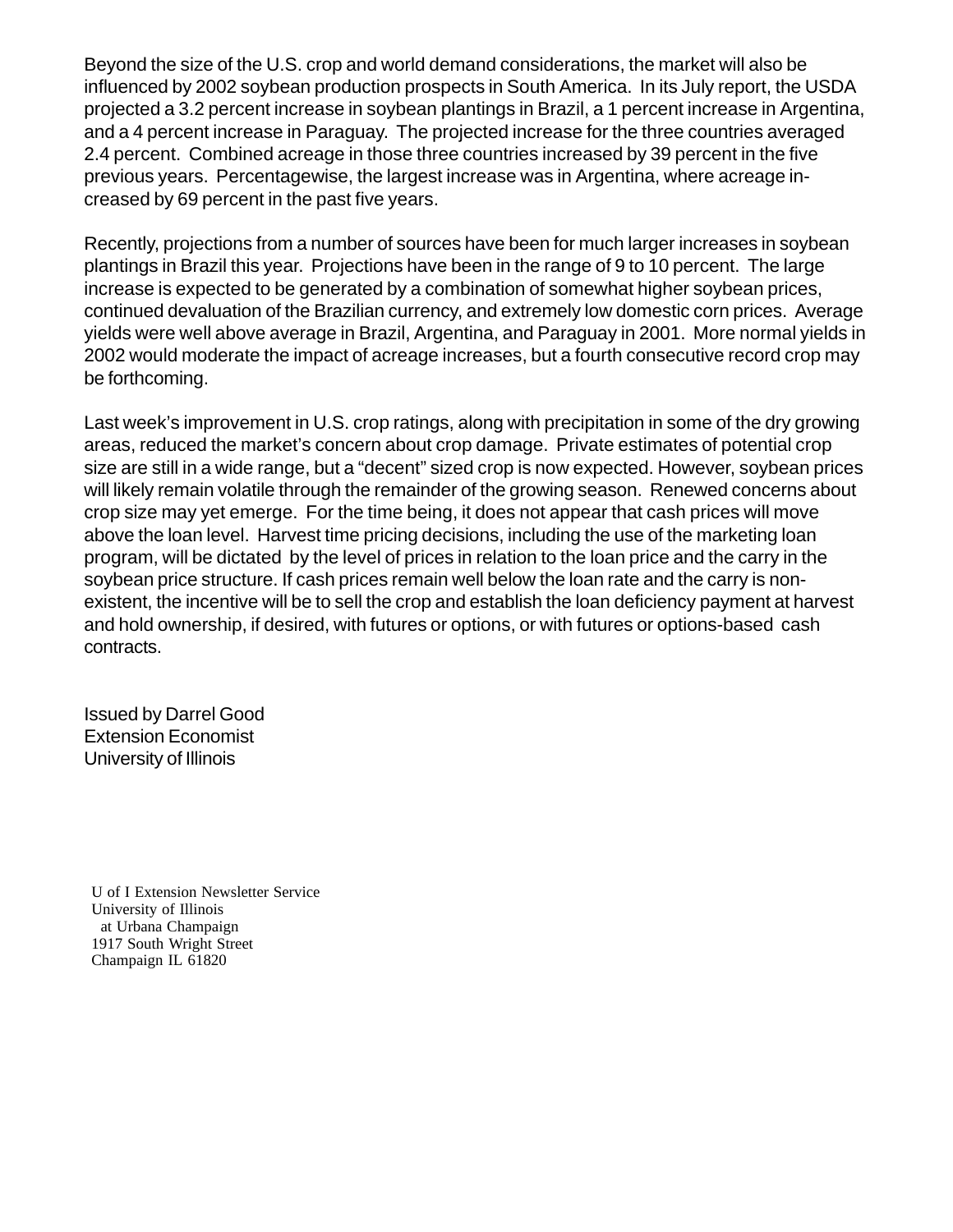Beyond the size of the U.S. crop and world demand considerations, the market will also be influenced by 2002 soybean production prospects in South America. In its July report, the USDA projected a 3.2 percent increase in soybean plantings in Brazil, a 1 percent increase in Argentina, and a 4 percent increase in Paraguay. The projected increase for the three countries averaged 2.4 percent. Combined acreage in those three countries increased by 39 percent in the five previous years. Percentagewise, the largest increase was in Argentina, where acreage increased by 69 percent in the past five years.

Recently, projections from a number of sources have been for much larger increases in soybean plantings in Brazil this year. Projections have been in the range of 9 to 10 percent. The large increase is expected to be generated by a combination of somewhat higher soybean prices, continued devaluation of the Brazilian currency, and extremely low domestic corn prices. Average yields were well above average in Brazil, Argentina, and Paraguay in 2001. More normal yields in 2002 would moderate the impact of acreage increases, but a fourth consecutive record crop may be forthcoming.

Last week's improvement in U.S. crop ratings, along with precipitation in some of the dry growing areas, reduced the market's concern about crop damage. Private estimates of potential crop size are still in a wide range, but a "decent" sized crop is now expected. However, soybean prices will likely remain volatile through the remainder of the growing season. Renewed concerns about crop size may yet emerge. For the time being, it does not appear that cash prices will move above the loan level. Harvest time pricing decisions, including the use of the marketing loan program, will be dictated by the level of prices in relation to the loan price and the carry in the soybean price structure. If cash prices remain well below the loan rate and the carry is non-existent, the incentive will be to sell the crop and establish the loan deficiency payment at harvest and hold ownership, if desired, with futures or options, or with futures or options-based cash contracts.

Issued by Darrel Good
Extension Economist
University of Illinois

U of I Extension Newsletter Service
University of Illinois
at Urbana Champaign
1917 South Wright Street
Champaign IL 61820